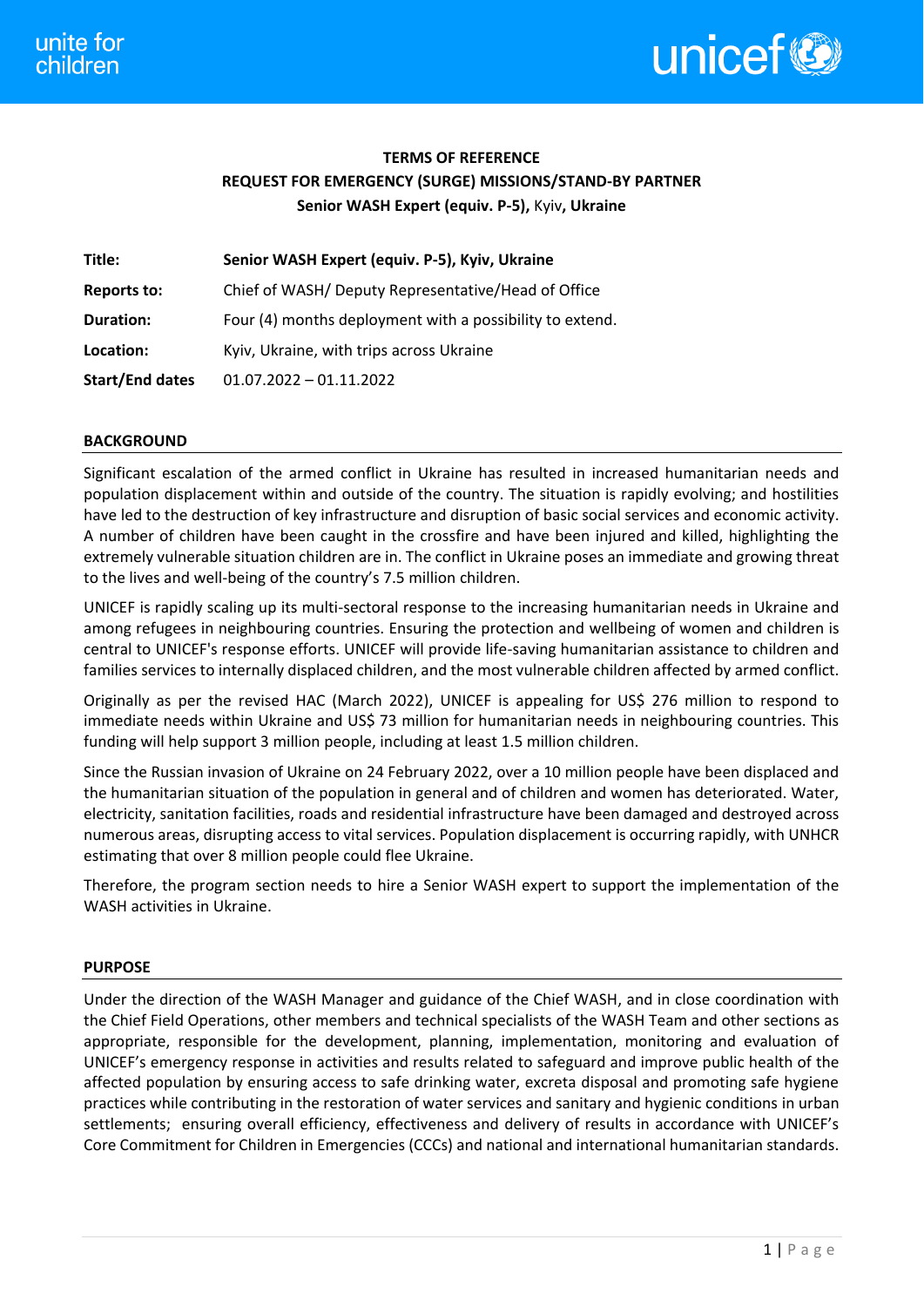**TERMS OF REFERENCE**

**REQUEST FOR EMERGENCY (SURGE) MISSIONS/STAND-BY PARTNER**

**Senior WASH Expert (equiv. P-5),** Kyiv**, Ukraine**

| | |
|---|---|
| **Title:** | **Senior WASH Expert (equiv. P-5), Kyiv, Ukraine** |
| **Reports to:** | Chief of WASH/ Deputy Representative/Head of Office |
| **Duration:** | Four (4) months deployment with a possibility to extend. |
| **Location:** | Kyiv, Ukraine, with trips across Ukraine |
| **Start/End dates** | 01.07.2022 – 01.11.2022 |

## BACKGROUND

Significant escalation of the armed conflict in Ukraine has resulted in increased humanitarian needs and population displacement within and outside of the country. The situation is rapidly evolving; and hostilities have led to the destruction of key infrastructure and disruption of basic social services and economic activity. A number of children have been caught in the crossfire and have been injured and killed, highlighting the extremely vulnerable situation children are in. The conflict in Ukraine poses an immediate and growing threat to the lives and well-being of the country's 7.5 million children.

UNICEF is rapidly scaling up its multi-sectoral response to the increasing humanitarian needs in Ukraine and among refugees in neighbouring countries. Ensuring the protection and wellbeing of women and children is central to UNICEF's response efforts. UNICEF will provide life-saving humanitarian assistance to children and families services to internally displaced children, and the most vulnerable children affected by armed conflict.

Originally as per the revised HAC (March 2022), UNICEF is appealing for US$ 276 million to respond to immediate needs within Ukraine and US$ 73 million for humanitarian needs in neighbouring countries. This funding will help support 3 million people, including at least 1.5 million children.

Since the Russian invasion of Ukraine on 24 February 2022, over a 10 million people have been displaced and the humanitarian situation of the population in general and of children and women has deteriorated. Water, electricity, sanitation facilities, roads and residential infrastructure have been damaged and destroyed across numerous areas, disrupting access to vital services. Population displacement is occurring rapidly, with UNHCR estimating that over 8 million people could flee Ukraine.

Therefore, the program section needs to hire a Senior WASH expert to support the implementation of the WASH activities in Ukraine.

## PURPOSE

Under the direction of the WASH Manager and guidance of the Chief WASH, and in close coordination with the Chief Field Operations, other members and technical specialists of the WASH Team and other sections as appropriate, responsible for the development, planning, implementation, monitoring and evaluation of UNICEF's emergency response in activities and results related to safeguard and improve public health of the affected population by ensuring access to safe drinking water, excreta disposal and promoting safe hygiene practices while contributing in the restoration of water services and sanitary and hygienic conditions in urban settlements; ensuring overall efficiency, effectiveness and delivery of results in accordance with UNICEF's Core Commitment for Children in Emergencies (CCCs) and national and international humanitarian standards.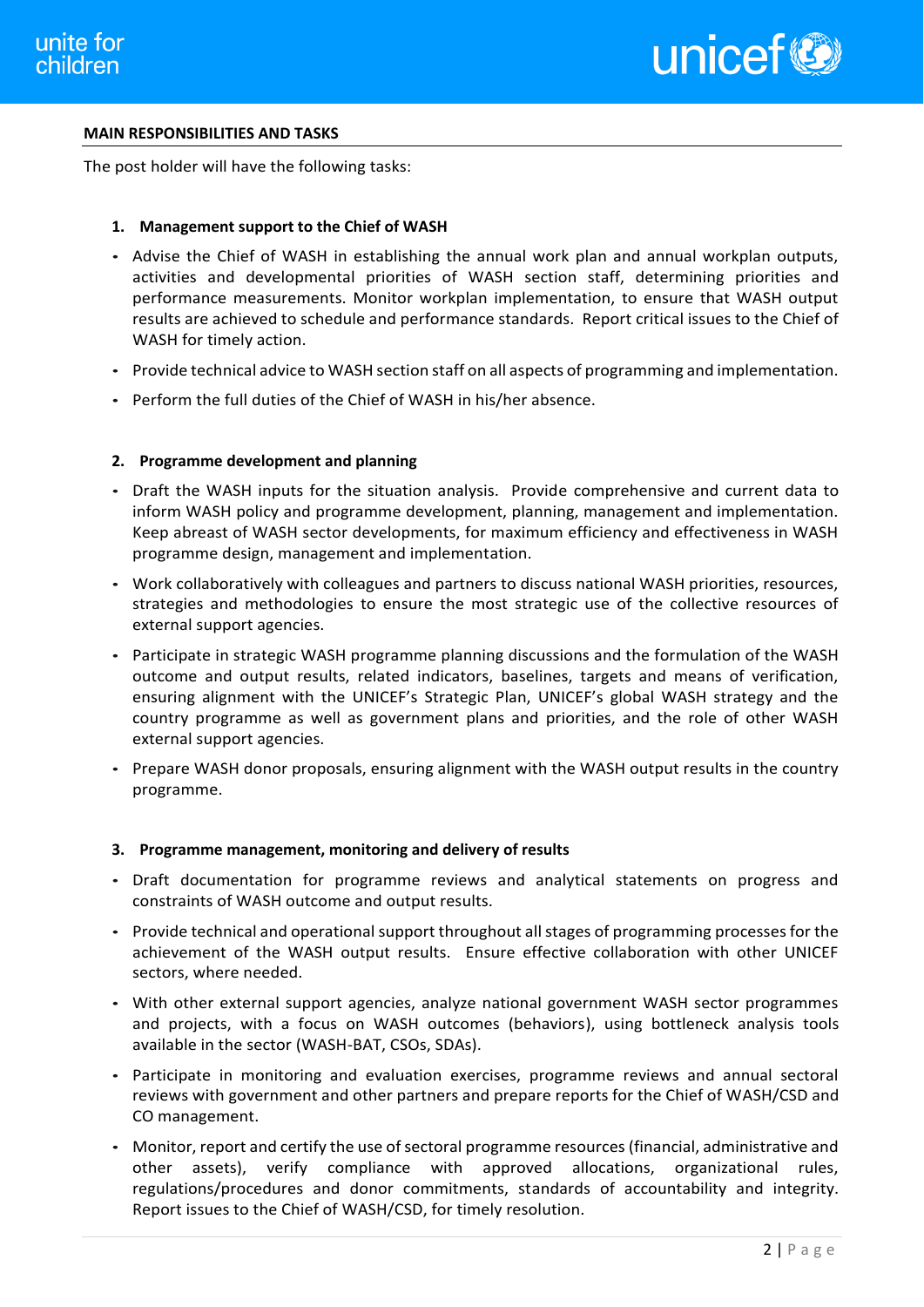## MAIN RESPONSIBILITIES AND TASKS

The post holder will have the following tasks:

### 1. Management support to the Chief of WASH

- Advise the Chief of WASH in establishing the annual work plan and annual workplan outputs, activities and developmental priorities of WASH section staff, determining priorities and performance measurements. Monitor workplan implementation, to ensure that WASH output results are achieved to schedule and performance standards. Report critical issues to the Chief of WASH for timely action.
- Provide technical advice to WASH section staff on all aspects of programming and implementation.
- Perform the full duties of the Chief of WASH in his/her absence.

### 2. Programme development and planning

- Draft the WASH inputs for the situation analysis. Provide comprehensive and current data to inform WASH policy and programme development, planning, management and implementation. Keep abreast of WASH sector developments, for maximum efficiency and effectiveness in WASH programme design, management and implementation.
- Work collaboratively with colleagues and partners to discuss national WASH priorities, resources, strategies and methodologies to ensure the most strategic use of the collective resources of external support agencies.
- Participate in strategic WASH programme planning discussions and the formulation of the WASH outcome and output results, related indicators, baselines, targets and means of verification, ensuring alignment with the UNICEF's Strategic Plan, UNICEF's global WASH strategy and the country programme as well as government plans and priorities, and the role of other WASH external support agencies.
- Prepare WASH donor proposals, ensuring alignment with the WASH output results in the country programme.

### 3. Programme management, monitoring and delivery of results

- Draft documentation for programme reviews and analytical statements on progress and constraints of WASH outcome and output results.
- Provide technical and operational support throughout all stages of programming processes for the achievement of the WASH output results. Ensure effective collaboration with other UNICEF sectors, where needed.
- With other external support agencies, analyze national government WASH sector programmes and projects, with a focus on WASH outcomes (behaviors), using bottleneck analysis tools available in the sector (WASH-BAT, CSOs, SDAs).
- Participate in monitoring and evaluation exercises, programme reviews and annual sectoral reviews with government and other partners and prepare reports for the Chief of WASH/CSD and CO management.
- Monitor, report and certify the use of sectoral programme resources (financial, administrative and other assets), verify compliance with approved allocations, organizational rules, regulations/procedures and donor commitments, standards of accountability and integrity. Report issues to the Chief of WASH/CSD, for timely resolution.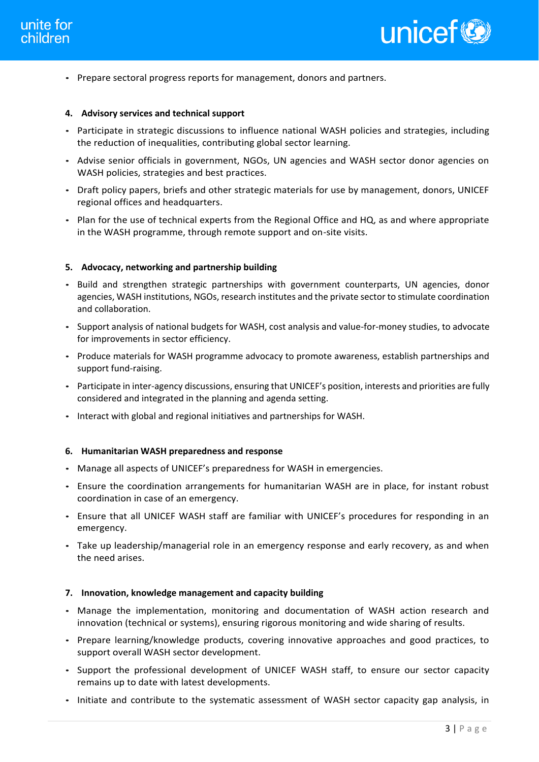- Prepare sectoral progress reports for management, donors and partners.

**4. Advisory services and technical support**

- Participate in strategic discussions to influence national WASH policies and strategies, including the reduction of inequalities, contributing global sector learning.
- Advise senior officials in government, NGOs, UN agencies and WASH sector donor agencies on WASH policies, strategies and best practices.
- Draft policy papers, briefs and other strategic materials for use by management, donors, UNICEF regional offices and headquarters.
- Plan for the use of technical experts from the Regional Office and HQ, as and where appropriate in the WASH programme, through remote support and on-site visits.

**5. Advocacy, networking and partnership building**

- Build and strengthen strategic partnerships with government counterparts, UN agencies, donor agencies, WASH institutions, NGOs, research institutes and the private sector to stimulate coordination and collaboration.
- Support analysis of national budgets for WASH, cost analysis and value-for-money studies, to advocate for improvements in sector efficiency.
- Produce materials for WASH programme advocacy to promote awareness, establish partnerships and support fund-raising.
- Participate in inter-agency discussions, ensuring that UNICEF's position, interests and priorities are fully considered and integrated in the planning and agenda setting.
- Interact with global and regional initiatives and partnerships for WASH.

**6. Humanitarian WASH preparedness and response**

- Manage all aspects of UNICEF's preparedness for WASH in emergencies.
- Ensure the coordination arrangements for humanitarian WASH are in place, for instant robust coordination in case of an emergency.
- Ensure that all UNICEF WASH staff are familiar with UNICEF's procedures for responding in an emergency.
- Take up leadership/managerial role in an emergency response and early recovery, as and when the need arises.

**7. Innovation, knowledge management and capacity building**

- Manage the implementation, monitoring and documentation of WASH action research and innovation (technical or systems), ensuring rigorous monitoring and wide sharing of results.
- Prepare learning/knowledge products, covering innovative approaches and good practices, to support overall WASH sector development.
- Support the professional development of UNICEF WASH staff, to ensure our sector capacity remains up to date with latest developments.
- Initiate and contribute to the systematic assessment of WASH sector capacity gap analysis, in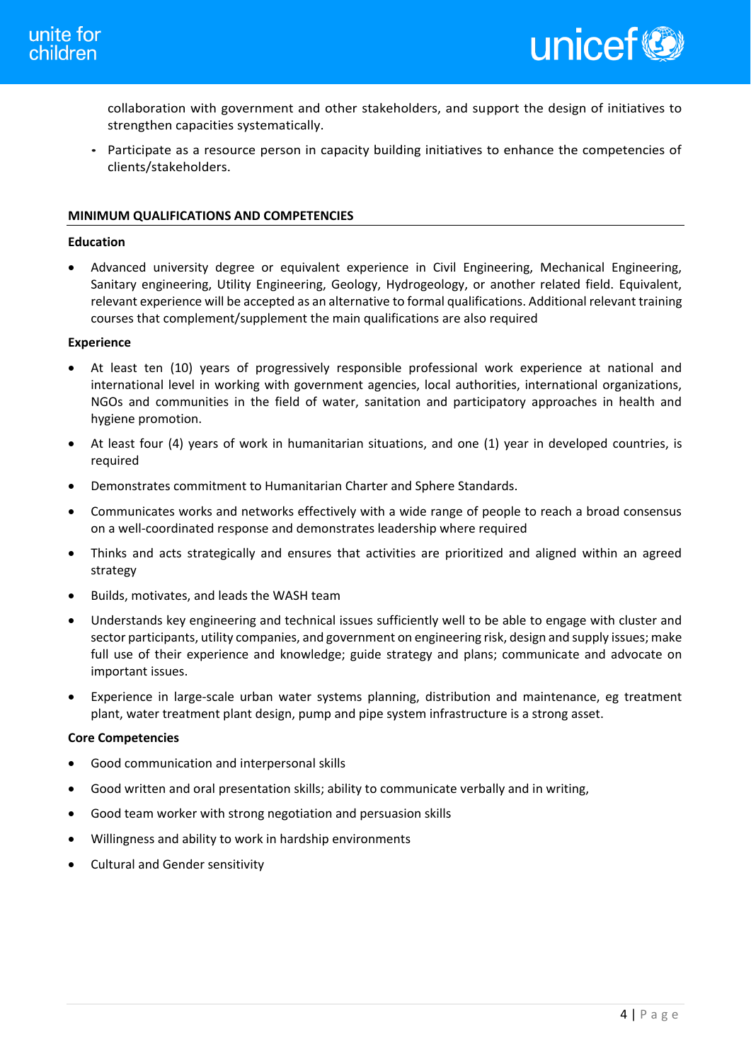collaboration with government and other stakeholders, and support the design of initiatives to strengthen capacities systematically.

- Participate as a resource person in capacity building initiatives to enhance the competencies of clients/stakeholders.

## MINIMUM QUALIFICATIONS AND COMPETENCIES

### Education

- Advanced university degree or equivalent experience in Civil Engineering, Mechanical Engineering, Sanitary engineering, Utility Engineering, Geology, Hydrogeology, or another related field. Equivalent, relevant experience will be accepted as an alternative to formal qualifications. Additional relevant training courses that complement/supplement the main qualifications are also required

### Experience

- At least ten (10) years of progressively responsible professional work experience at national and international level in working with government agencies, local authorities, international organizations, NGOs and communities in the field of water, sanitation and participatory approaches in health and hygiene promotion.
- At least four (4) years of work in humanitarian situations, and one (1) year in developed countries, is required
- Demonstrates commitment to Humanitarian Charter and Sphere Standards.
- Communicates works and networks effectively with a wide range of people to reach a broad consensus on a well-coordinated response and demonstrates leadership where required
- Thinks and acts strategically and ensures that activities are prioritized and aligned within an agreed strategy
- Builds, motivates, and leads the WASH team
- Understands key engineering and technical issues sufficiently well to be able to engage with cluster and sector participants, utility companies, and government on engineering risk, design and supply issues; make full use of their experience and knowledge; guide strategy and plans; communicate and advocate on important issues.
- Experience in large-scale urban water systems planning, distribution and maintenance, eg treatment plant, water treatment plant design, pump and pipe system infrastructure is a strong asset.

### Core Competencies

- Good communication and interpersonal skills
- Good written and oral presentation skills; ability to communicate verbally and in writing,
- Good team worker with strong negotiation and persuasion skills
- Willingness and ability to work in hardship environments
- Cultural and Gender sensitivity